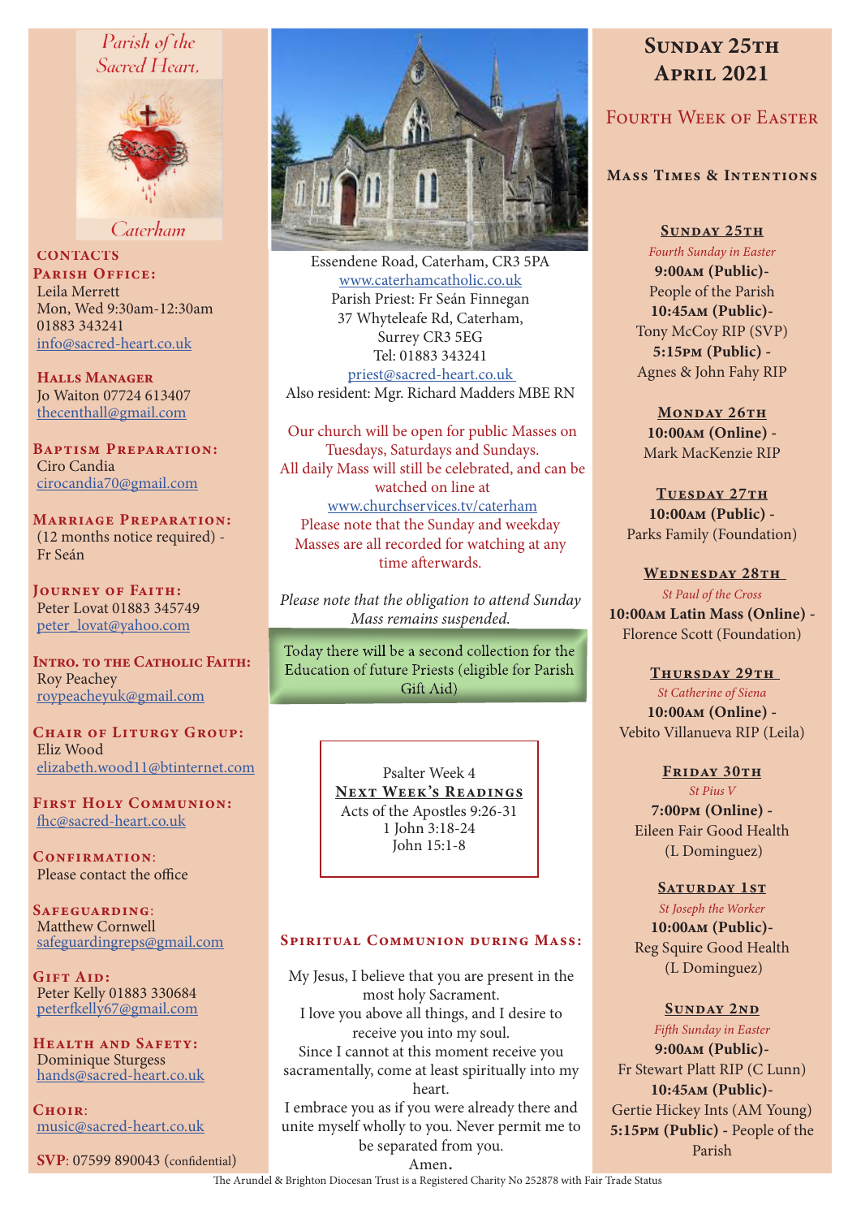Parish of the Sacred Heart, Caterham

**CONTACTS**

**PARISH OFFICE:**
Leila Merrett
Mon, Wed 9:30am-12:30am
01883 343241
info@sacred-heart.co.uk

**HALLS MANAGER**
Jo Waiton 07724 613407
thecenthall@gmail.com

**BAPTISM PREPARATION:**
Ciro Candia
cirocandia70@gmail.com

**MARRIAGE PREPARATION:**
(12 months notice required) - Fr Seán

**JOURNEY OF FAITH:**
Peter Lovat 01883 345749
peter_lovat@yahoo.com

**INTRO. TO THE CATHOLIC FAITH:**
Roy Peachey
roypeacheyuk@gmail.com

**CHAIR OF LITURGY GROUP:**
Eliz Wood
elizabeth.wood11@btinternet.com

**FIRST HOLY COMMUNION:**
fhc@sacred-heart.co.uk

**CONFIRMATION:**
Please contact the office

**SAFEGUARDING:**
Matthew Cornwell
safeguardingreps@gmail.com

**GIFT AID:**
Peter Kelly 01883 330684
peterfkelly67@gmail.com

**HEALTH AND SAFETY:**
Dominique Sturgess
hands@sacred-heart.co.uk

**CHOIR:**
music@sacred-heart.co.uk

**SVP**: 07599 890043 (confidential)

Essendene Road, Caterham, CR3 5PA
www.caterhamcatholic.co.uk
Parish Priest: Fr Seán Finnegan
37 Whyteleafe Rd, Caterham,
Surrey CR3 5EG
Tel: 01883 343241
priest@sacred-heart.co.uk
Also resident: Mgr. Richard Madders MBE RN

Our church will be open for public Masses on Tuesdays, Saturdays and Sundays.
All daily Mass will still be celebrated, and can be watched on line at
www.churchservices.tv/caterham
Please note that the Sunday and weekday Masses are all recorded for watching at any time afterwards.

*Please note that the obligation to attend Sunday Mass remains suspended.*

Today there will be a second collection for the Education of future Priests (eligible for Parish Gift Aid)

Psalter Week 4
**NEXT WEEK'S READINGS**
Acts of the Apostles 9:26-31
1 John 3:18-24
John 15:1-8

## SPIRITUAL COMMUNION DURING MASS:

My Jesus, I believe that you are present in the most holy Sacrament.
I love you above all things, and I desire to receive you into my soul.
Since I cannot at this moment receive you sacramentally, come at least spiritually into my heart.
I embrace you as if you were already there and unite myself wholly to you. Never permit me to be separated from you.
Amen.

# SUNDAY 25TH APRIL 2021

## FOURTH WEEK OF EASTER

### MASS TIMES & INTENTIONS

**SUNDAY 25TH**
*Fourth Sunday in Easter*
**9:00AM (Public)**- People of the Parish
**10:45AM (Public)**- Tony McCoy RIP (SVP)
**5:15PM (Public)** - Agnes & John Fahy RIP

**MONDAY 26TH**
**10:00AM (Online)** - Mark MacKenzie RIP

**TUESDAY 27TH**
**10:00AM (Public)** - Parks Family (Foundation)

**WEDNESDAY 28TH**
*St Paul of the Cross*
**10:00AM Latin Mass (Online)** - Florence Scott (Foundation)

**THURSDAY 29TH**
*St Catherine of Siena*
**10:00AM (Online)** - Vebito Villanueva RIP (Leila)

**FRIDAY 30TH**
*St Pius V*
**7:00PM (Online)** - Eileen Fair Good Health (L Dominguez)

**SATURDAY 1ST**
*St Joseph the Worker*
**10:00AM (Public)**- Reg Squire Good Health (L Dominguez)

**SUNDAY 2ND**
*Fifth Sunday in Easter*
**9:00AM (Public)**- Fr Stewart Platt RIP (C Lunn)
**10:45AM (Public)**- Gertie Hickey Ints (AM Young)
**5:15PM (Public)** - People of the Parish

The Arundel & Brighton Diocesan Trust is a Registered Charity No 252878 with Fair Trade Status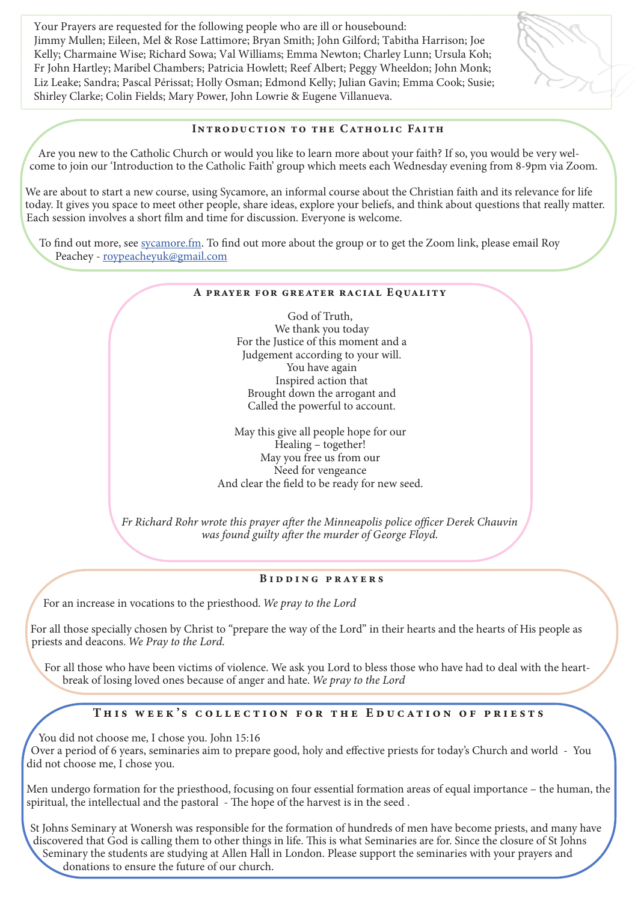Your Prayers are requested for the following people who are ill or housebound: Jimmy Mullen; Eileen, Mel & Rose Lattimore; Bryan Smith; John Gilford; Tabitha Harrison; Joe Kelly; Charmaine Wise; Richard Sowa; Val Williams; Emma Newton; Charley Lunn; Ursula Koh; Fr John Hartley; Maribel Chambers; Patricia Howlett; Reef Albert; Peggy Wheeldon; John Monk; Liz Leake; Sandra; Pascal Périssat; Holly Osman; Edmond Kelly; Julian Gavin; Emma Cook; Susie; Shirley Clarke; Colin Fields; Mary Power, John Lowrie & Eugene Villanueva.

## Introduction to the Catholic Faith

Are you new to the Catholic Church or would you like to learn more about your faith? If so, you would be very welcome to join our 'Introduction to the Catholic Faith' group which meets each Wednesday evening from 8-9pm via Zoom.

We are about to start a new course, using Sycamore, an informal course about the Christian faith and its relevance for life today. It gives you space to meet other people, share ideas, explore your beliefs, and think about questions that really matter. Each session involves a short film and time for discussion. Everyone is welcome.

To find out more, see sycamore.fm. To find out more about the group or to get the Zoom link, please email Roy Peachey - roypeacheyuk@gmail.com

## A prayer for greater racial Equality

God of Truth,  
We thank you today  
For the Justice of this moment and a  
Judgement according to your will.  
You have again  
Inspired action that  
Brought down the arrogant and  
Called the powerful to account.

May this give all people hope for our  
Healing – together!  
May you free us from our  
Need for vengeance  
And clear the field to be ready for new seed.

*Fr Richard Rohr wrote this prayer after the Minneapolis police officer Derek Chauvin was found guilty after the murder of George Floyd.*

## Bidding prayers

For an increase in vocations to the priesthood. *We pray to the Lord*

For all those specially chosen by Christ to "prepare the way of the Lord" in their hearts and the hearts of His people as priests and deacons. *We Pray to the Lord.*

For all those who have been victims of violence. We ask you Lord to bless those who have had to deal with the heartbreak of losing loved ones because of anger and hate. *We pray to the Lord*

## This week's collection for the Education of priests

You did not choose me, I chose you. John 15:16  
Over a period of 6 years, seminaries aim to prepare good, holy and effective priests for today's Church and world - You did not choose me, I chose you.

Men undergo formation for the priesthood, focusing on four essential formation areas of equal importance – the human, the spiritual, the intellectual and the pastoral - The hope of the harvest is in the seed .

St Johns Seminary at Wonersh was responsible for the formation of hundreds of men have become priests, and many have discovered that God is calling them to other things in life. This is what Seminaries are for. Since the closure of St Johns Seminary the students are studying at Allen Hall in London. Please support the seminaries with your prayers and donations to ensure the future of our church.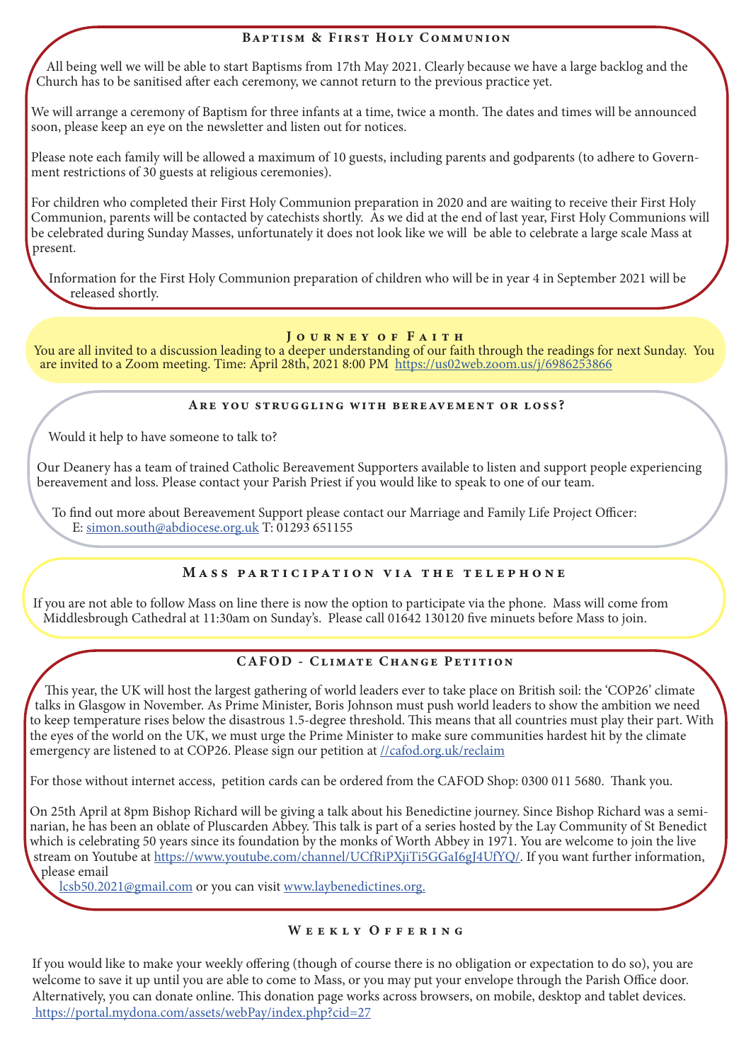## Baptism & First Holy Communion

All being well we will be able to start Baptisms from 17th May 2021. Clearly because we have a large backlog and the Church has to be sanitised after each ceremony, we cannot return to the previous practice yet.

We will arrange a ceremony of Baptism for three infants at a time, twice a month. The dates and times will be announced soon, please keep an eye on the newsletter and listen out for notices.

Please note each family will be allowed a maximum of 10 guests, including parents and godparents (to adhere to Government restrictions of 30 guests at religious ceremonies).

For children who completed their First Holy Communion preparation in 2020 and are waiting to receive their First Holy Communion, parents will be contacted by catechists shortly. As we did at the end of last year, First Holy Communions will be celebrated during Sunday Masses, unfortunately it does not look like we will be able to celebrate a large scale Mass at present.

Information for the First Holy Communion preparation of children who will be in year 4 in September 2021 will be released shortly.

## Journey of Faith

You are all invited to a discussion leading to a deeper understanding of our faith through the readings for next Sunday. You are invited to a Zoom meeting. Time: April 28th, 2021 8:00 PM https://us02web.zoom.us/j/6986253866

## Are you struggling with bereavement or loss?

Would it help to have someone to talk to?

Our Deanery has a team of trained Catholic Bereavement Supporters available to listen and support people experiencing bereavement and loss. Please contact your Parish Priest if you would like to speak to one of our team.

To find out more about Bereavement Support please contact our Marriage and Family Life Project Officer: E: simon.south@abdiocese.org.uk T: 01293 651155

## Mass participation via the telephone

If you are not able to follow Mass on line there is now the option to participate via the phone. Mass will come from Middlesbrough Cathedral at 11:30am on Sunday's. Please call 01642 130120 five minuets before Mass to join.

## CAFOD - Climate Change Petition

This year, the UK will host the largest gathering of world leaders ever to take place on British soil: the 'COP26' climate talks in Glasgow in November. As Prime Minister, Boris Johnson must push world leaders to show the ambition we need to keep temperature rises below the disastrous 1.5-degree threshold. This means that all countries must play their part. With the eyes of the world on the UK, we must urge the Prime Minister to make sure communities hardest hit by the climate emergency are listened to at COP26. Please sign our petition at //cafod.org.uk/reclaim

For those without internet access, petition cards can be ordered from the CAFOD Shop: 0300 011 5680. Thank you.

On 25th April at 8pm Bishop Richard will be giving a talk about his Benedictine journey. Since Bishop Richard was a seminarian, he has been an oblate of Pluscarden Abbey. This talk is part of a series hosted by the Lay Community of St Benedict which is celebrating 50 years since its foundation by the monks of Worth Abbey in 1971. You are welcome to join the live stream on Youtube at https://www.youtube.com/channel/UCfRiPXjiTi5GGaI6gJ4UfYQ/. If you want further information, please email lcsb50.2021@gmail.com or you can visit www.laybenedictines.org.

## Weekly Offering

If you would like to make your weekly offering (though of course there is no obligation or expectation to do so), you are welcome to save it up until you are able to come to Mass, or you may put your envelope through the Parish Office door. Alternatively, you can donate online. This donation page works across browsers, on mobile, desktop and tablet devices. https://portal.mydona.com/assets/webPay/index.php?cid=27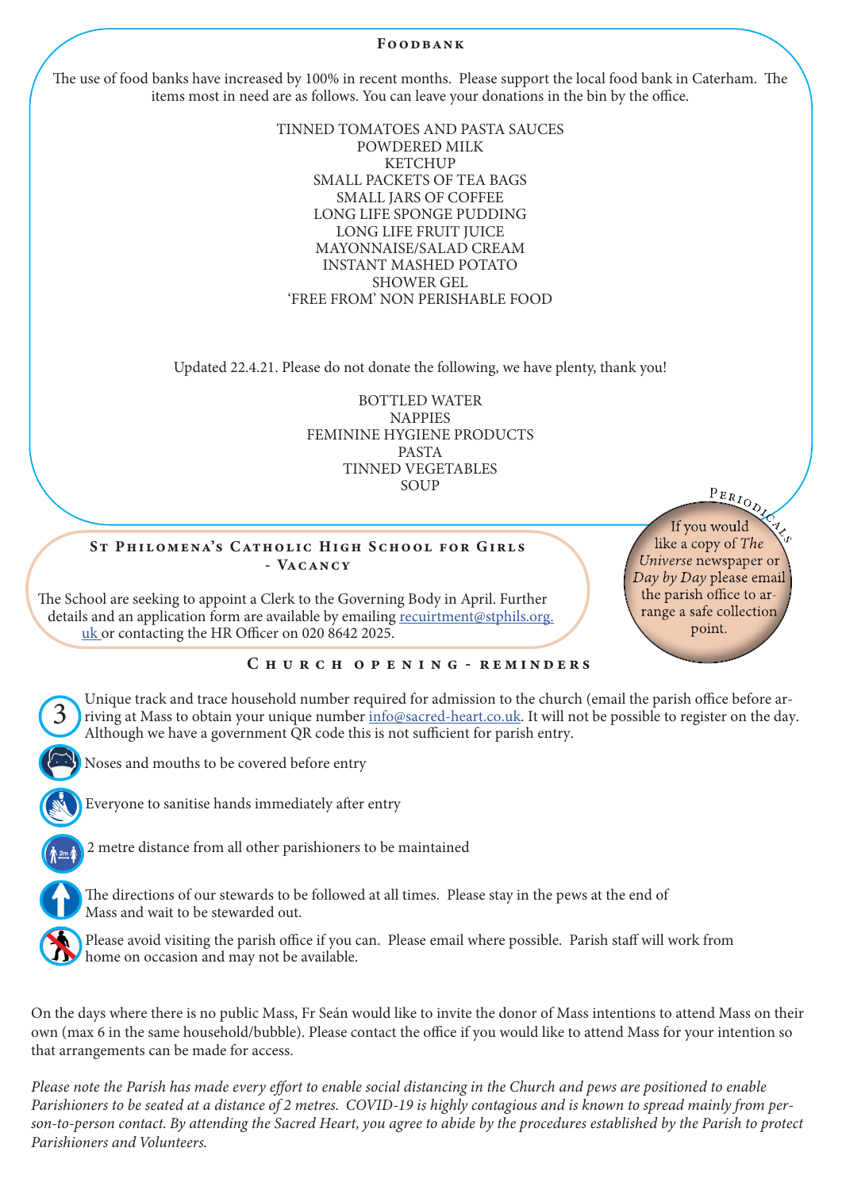## Foodbank

The use of food banks have increased by 100% in recent months. Please support the local food bank in Caterham. The items most in need are as follows. You can leave your donations in the bin by the office.

TINNED TOMATOES AND PASTA SAUCES
POWDERED MILK
KETCHUP
SMALL PACKETS OF TEA BAGS
SMALL JARS OF COFFEE
LONG LIFE SPONGE PUDDING
LONG LIFE FRUIT JUICE
MAYONNAISE/SALAD CREAM
INSTANT MASHED POTATO
SHOWER GEL
'FREE FROM' NON PERISHABLE FOOD

Updated 22.4.21. Please do not donate the following, we have plenty, thank you!

BOTTLED WATER
NAPPIES
FEMININE HYGIENE PRODUCTS
PASTA
TINNED VEGETABLES
SOUP

## St Philomena's Catholic High School for Girls - Vacancy

The School are seeking to appoint a Clerk to the Governing Body in April. Further details and an application form are available by emailing recuirtment@stphils.org.uk or contacting the HR Officer on 020 8642 2025.

## Periodicals

If you would like a copy of *The Universe* newspaper or *Day by Day* please email the parish office to arrange a safe collection point.

## Church opening - reminders

3 Unique track and trace household number required for admission to the church (email the parish office before arriving at Mass to obtain your unique number info@sacred-heart.co.uk. It will not be possible to register on the day. Although we have a government QR code this is not sufficient for parish entry.

Noses and mouths to be covered before entry

Everyone to sanitise hands immediately after entry

2 metre distance from all other parishioners to be maintained

The directions of our stewards to be followed at all times. Please stay in the pews at the end of Mass and wait to be stewarded out.

Please avoid visiting the parish office if you can. Please email where possible. Parish staff will work from home on occasion and may not be available.

On the days where there is no public Mass, Fr Seán would like to invite the donor of Mass intentions to attend Mass on their own (max 6 in the same household/bubble). Please contact the office if you would like to attend Mass for your intention so that arrangements can be made for access.

*Please note the Parish has made every effort to enable social distancing in the Church and pews are positioned to enable Parishioners to be seated at a distance of 2 metres. COVID-19 is highly contagious and is known to spread mainly from person-to-person contact. By attending the Sacred Heart, you agree to abide by the procedures established by the Parish to protect Parishioners and Volunteers.*